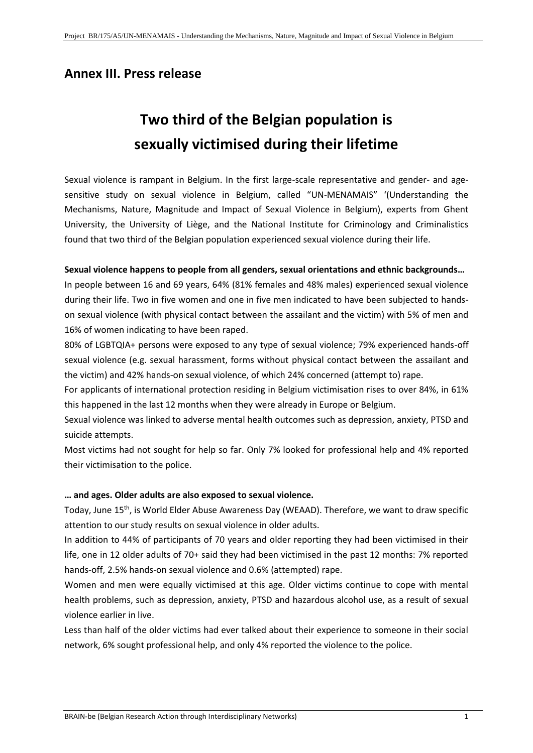## Annex III. Press release

# Two third of the Belgian population is sexually victimised during their lifetime

Sexual violence is rampant in Belgium. In the first large-scale representative and gender- and age-sensitive study on sexual violence in Belgium, called "UN-MENAMAIS" '(Understanding the Mechanisms, Nature, Magnitude and Impact of Sexual Violence in Belgium), experts from Ghent University, the University of Liège, and the National Institute for Criminology and Criminalistics found that two third of the Belgian population experienced sexual violence during their life.

**Sexual violence happens to people from all genders, sexual orientations and ethnic backgrounds…**

In people between 16 and 69 years, 64% (81% females and 48% males) experienced sexual violence during their life. Two in five women and one in five men indicated to have been subjected to hands-on sexual violence (with physical contact between the assailant and the victim) with 5% of men and 16% of women indicating to have been raped.

80% of LGBTQIA+ persons were exposed to any type of sexual violence; 79% experienced hands-off sexual violence (e.g. sexual harassment, forms without physical contact between the assailant and the victim) and 42% hands-on sexual violence, of which 24% concerned (attempt to) rape.

For applicants of international protection residing in Belgium victimisation rises to over 84%, in 61% this happened in the last 12 months when they were already in Europe or Belgium.

Sexual violence was linked to adverse mental health outcomes such as depression, anxiety, PTSD and suicide attempts.

Most victims had not sought for help so far. Only 7% looked for professional help and 4% reported their victimisation to the police.

**… and ages. Older adults are also exposed to sexual violence.**

Today, June 15th, is World Elder Abuse Awareness Day (WEAAD). Therefore, we want to draw specific attention to our study results on sexual violence in older adults.

In addition to 44% of participants of 70 years and older reporting they had been victimised in their life, one in 12 older adults of 70+ said they had been victimised in the past 12 months: 7% reported hands-off, 2.5% hands-on sexual violence and 0.6% (attempted) rape.

Women and men were equally victimised at this age. Older victims continue to cope with mental health problems, such as depression, anxiety, PTSD and hazardous alcohol use, as a result of sexual violence earlier in live.

Less than half of the older victims had ever talked about their experience to someone in their social network, 6% sought professional help, and only 4% reported the violence to the police.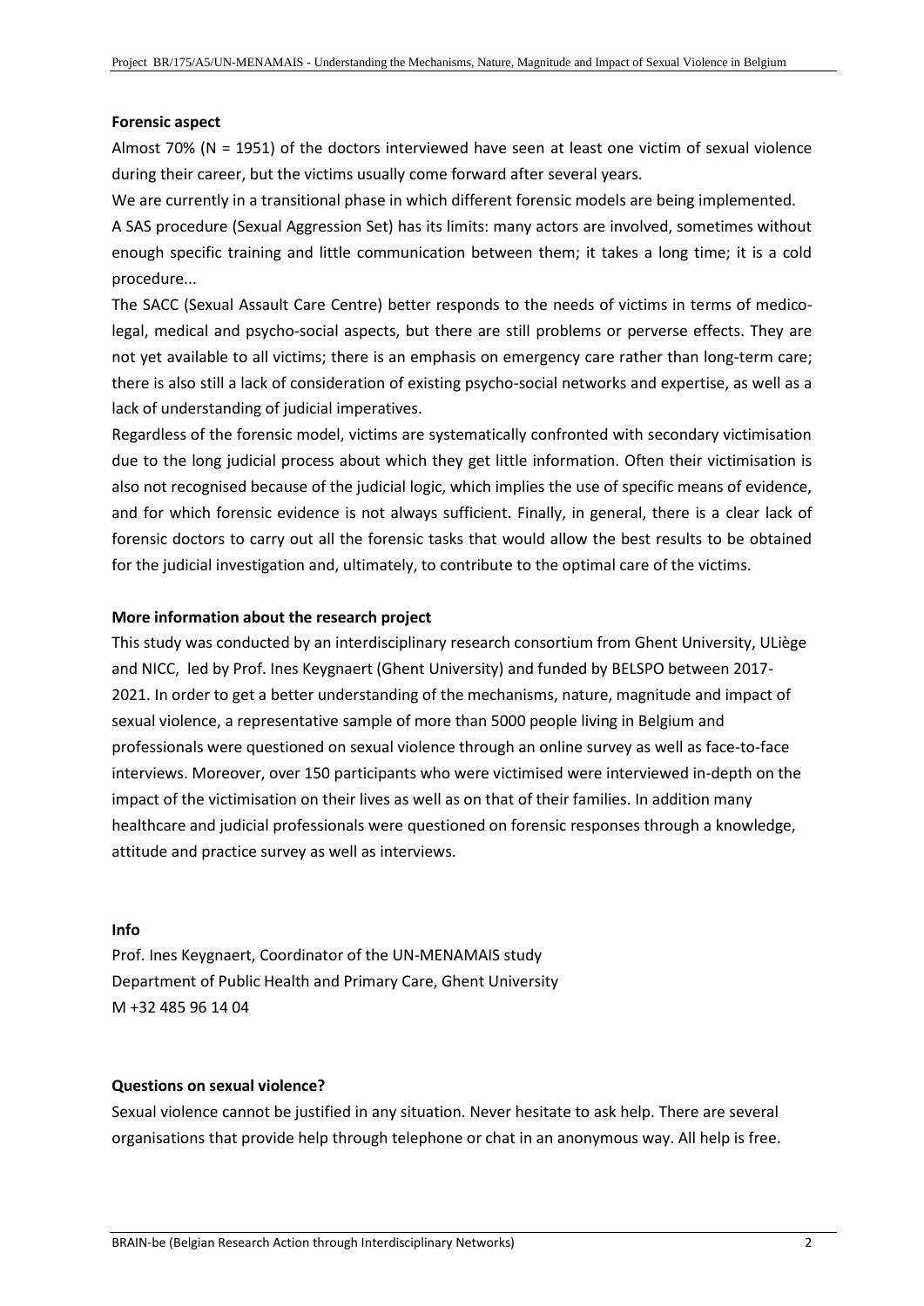**Forensic aspect**

Almost 70% (N = 1951) of the doctors interviewed have seen at least one victim of sexual violence during their career, but the victims usually come forward after several years.

We are currently in a transitional phase in which different forensic models are being implemented.

A SAS procedure (Sexual Aggression Set) has its limits: many actors are involved, sometimes without enough specific training and little communication between them; it takes a long time; it is a cold procedure...

The SACC (Sexual Assault Care Centre) better responds to the needs of victims in terms of medico-legal, medical and psycho-social aspects, but there are still problems or perverse effects. They are not yet available to all victims; there is an emphasis on emergency care rather than long-term care; there is also still a lack of consideration of existing psycho-social networks and expertise, as well as a lack of understanding of judicial imperatives.

Regardless of the forensic model, victims are systematically confronted with secondary victimisation due to the long judicial process about which they get little information. Often their victimisation is also not recognised because of the judicial logic, which implies the use of specific means of evidence, and for which forensic evidence is not always sufficient. Finally, in general, there is a clear lack of forensic doctors to carry out all the forensic tasks that would allow the best results to be obtained for the judicial investigation and, ultimately, to contribute to the optimal care of the victims.

**More information about the research project**

This study was conducted by an interdisciplinary research consortium from Ghent University, ULiège and NICC, led by Prof. Ines Keygnaert (Ghent University) and funded by BELSPO between 2017-2021. In order to get a better understanding of the mechanisms, nature, magnitude and impact of sexual violence, a representative sample of more than 5000 people living in Belgium and professionals were questioned on sexual violence through an online survey as well as face-to-face interviews. Moreover, over 150 participants who were victimised were interviewed in-depth on the impact of the victimisation on their lives as well as on that of their families. In addition many healthcare and judicial professionals were questioned on forensic responses through a knowledge, attitude and practice survey as well as interviews.

**Info**

Prof. Ines Keygnaert, Coordinator of the UN-MENAMAIS study
Department of Public Health and Primary Care, Ghent University
M +32 485 96 14 04

**Questions on sexual violence?**

Sexual violence cannot be justified in any situation. Never hesitate to ask help. There are several organisations that provide help through telephone or chat in an anonymous way. All help is free.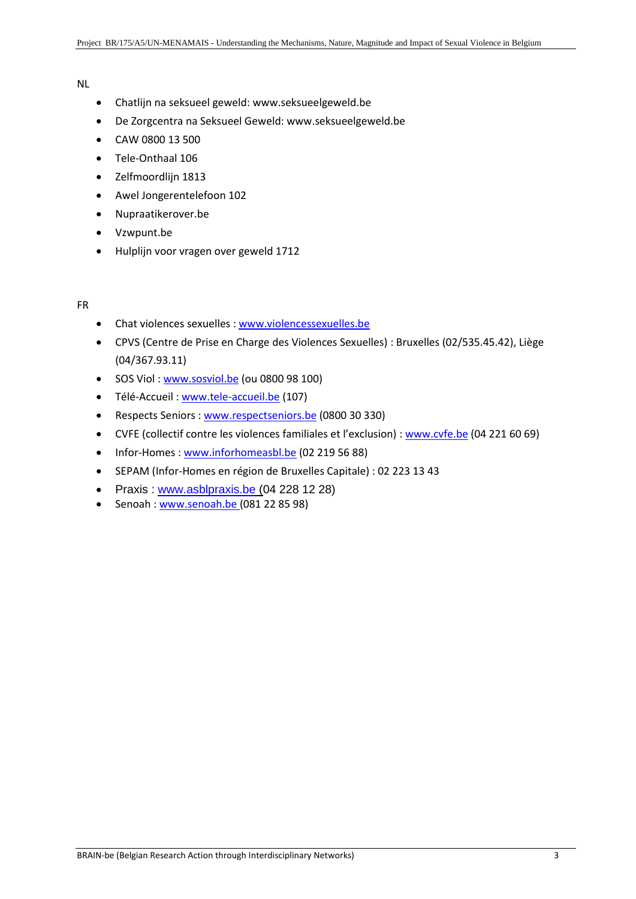NL

- Chatlijn na seksueel geweld: www.seksueelgeweld.be
- De Zorgcentra na Seksueel Geweld: www.seksueelgeweld.be
- CAW 0800 13 500
- Tele-Onthaal 106
- Zelfmoordlijn 1813
- Awel Jongerentelefoon 102
- Nupraatikerover.be
- Vzwpunt.be
- Hulplijn voor vragen over geweld 1712

FR

- Chat violences sexuelles : www.violencessexuelles.be
- CPVS (Centre de Prise en Charge des Violences Sexuelles) : Bruxelles (02/535.45.42), Liège (04/367.93.11)
- SOS Viol : www.sosviol.be (ou 0800 98 100)
- Télé-Accueil : www.tele-accueil.be (107)
- Respects Seniors : www.respectseniors.be (0800 30 330)
- CVFE (collectif contre les violences familiales et l'exclusion) : www.cvfe.be (04 221 60 69)
- Infor-Homes : www.inforhomeasbl.be (02 219 56 88)
- SEPAM (Infor-Homes en région de Bruxelles Capitale) : 02 223 13 43
- Praxis : www.asblpraxis.be (04 228 12 28)
- Senoah : www.senoah.be (081 22 85 98)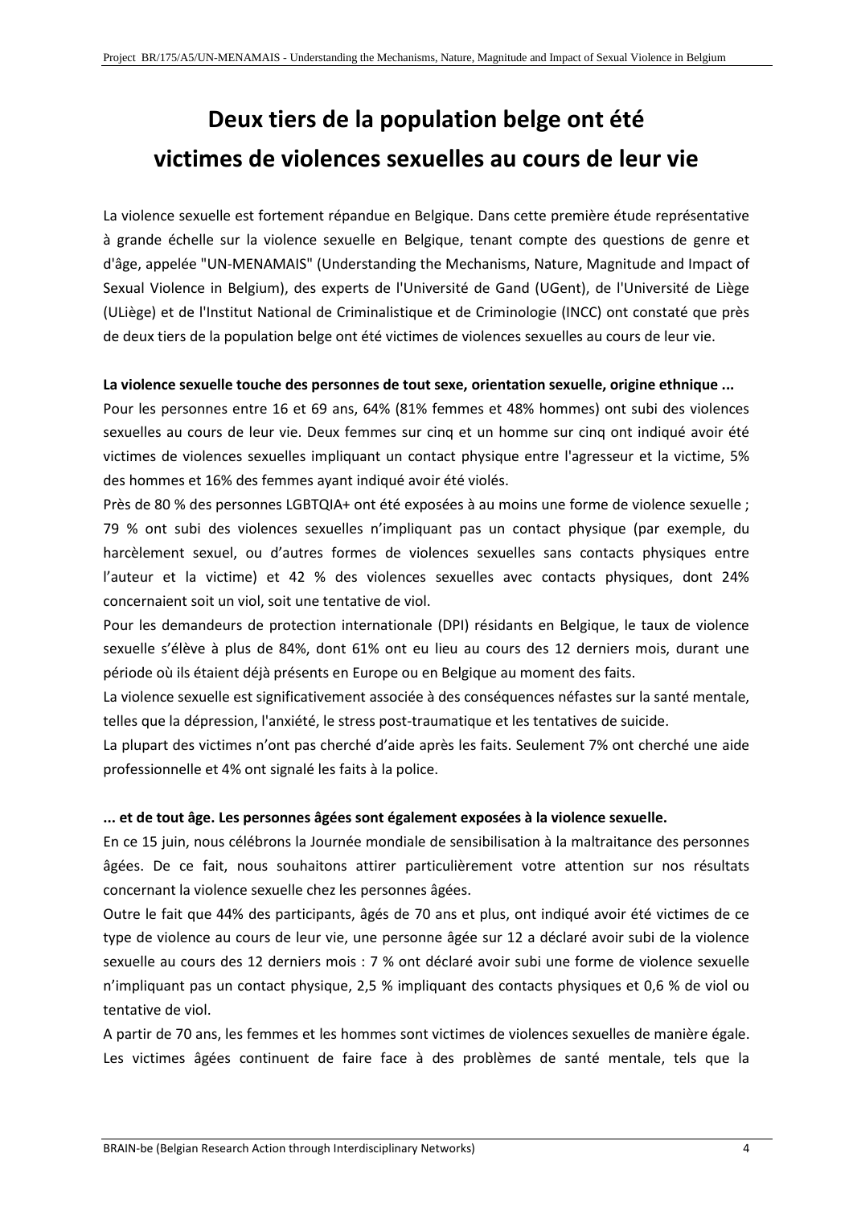# Deux tiers de la population belge ont été victimes de violences sexuelles au cours de leur vie

La violence sexuelle est fortement répandue en Belgique. Dans cette première étude représentative à grande échelle sur la violence sexuelle en Belgique, tenant compte des questions de genre et d'âge, appelée "UN-MENAMAIS" (Understanding the Mechanisms, Nature, Magnitude and Impact of Sexual Violence in Belgium), des experts de l'Université de Gand (UGent), de l'Université de Liège (ULiège) et de l'Institut National de Criminalistique et de Criminologie (INCC) ont constaté que près de deux tiers de la population belge ont été victimes de violences sexuelles au cours de leur vie.

**La violence sexuelle touche des personnes de tout sexe, orientation sexuelle, origine ethnique ...**

Pour les personnes entre 16 et 69 ans, 64% (81% femmes et 48% hommes) ont subi des violences sexuelles au cours de leur vie. Deux femmes sur cinq et un homme sur cinq ont indiqué avoir été victimes de violences sexuelles impliquant un contact physique entre l'agresseur et la victime, 5% des hommes et 16% des femmes ayant indiqué avoir été violés.

Près de 80 % des personnes LGBTQIA+ ont été exposées à au moins une forme de violence sexuelle ; 79 % ont subi des violences sexuelles n'impliquant pas un contact physique (par exemple, du harcèlement sexuel, ou d'autres formes de violences sexuelles sans contacts physiques entre l'auteur et la victime) et 42 % des violences sexuelles avec contacts physiques, dont 24% concernaient soit un viol, soit une tentative de viol.

Pour les demandeurs de protection internationale (DPI) résidants en Belgique, le taux de violence sexuelle s'élève à plus de 84%, dont 61% ont eu lieu au cours des 12 derniers mois, durant une période où ils étaient déjà présents en Europe ou en Belgique au moment des faits.

La violence sexuelle est significativement associée à des conséquences néfastes sur la santé mentale, telles que la dépression, l'anxiété, le stress post-traumatique et les tentatives de suicide.

La plupart des victimes n'ont pas cherché d'aide après les faits. Seulement 7% ont cherché une aide professionnelle et 4% ont signalé les faits à la police.

**... et de tout âge. Les personnes âgées sont également exposées à la violence sexuelle.**

En ce 15 juin, nous célébrons la Journée mondiale de sensibilisation à la maltraitance des personnes âgées. De ce fait, nous souhaitons attirer particulièrement votre attention sur nos résultats concernant la violence sexuelle chez les personnes âgées.

Outre le fait que 44% des participants, âgés de 70 ans et plus, ont indiqué avoir été victimes de ce type de violence au cours de leur vie, une personne âgée sur 12 a déclaré avoir subi de la violence sexuelle au cours des 12 derniers mois : 7 % ont déclaré avoir subi une forme de violence sexuelle n'impliquant pas un contact physique, 2,5 % impliquant des contacts physiques et 0,6 % de viol ou tentative de viol.

A partir de 70 ans, les femmes et les hommes sont victimes de violences sexuelles de manière égale. Les victimes âgées continuent de faire face à des problèmes de santé mentale, tels que la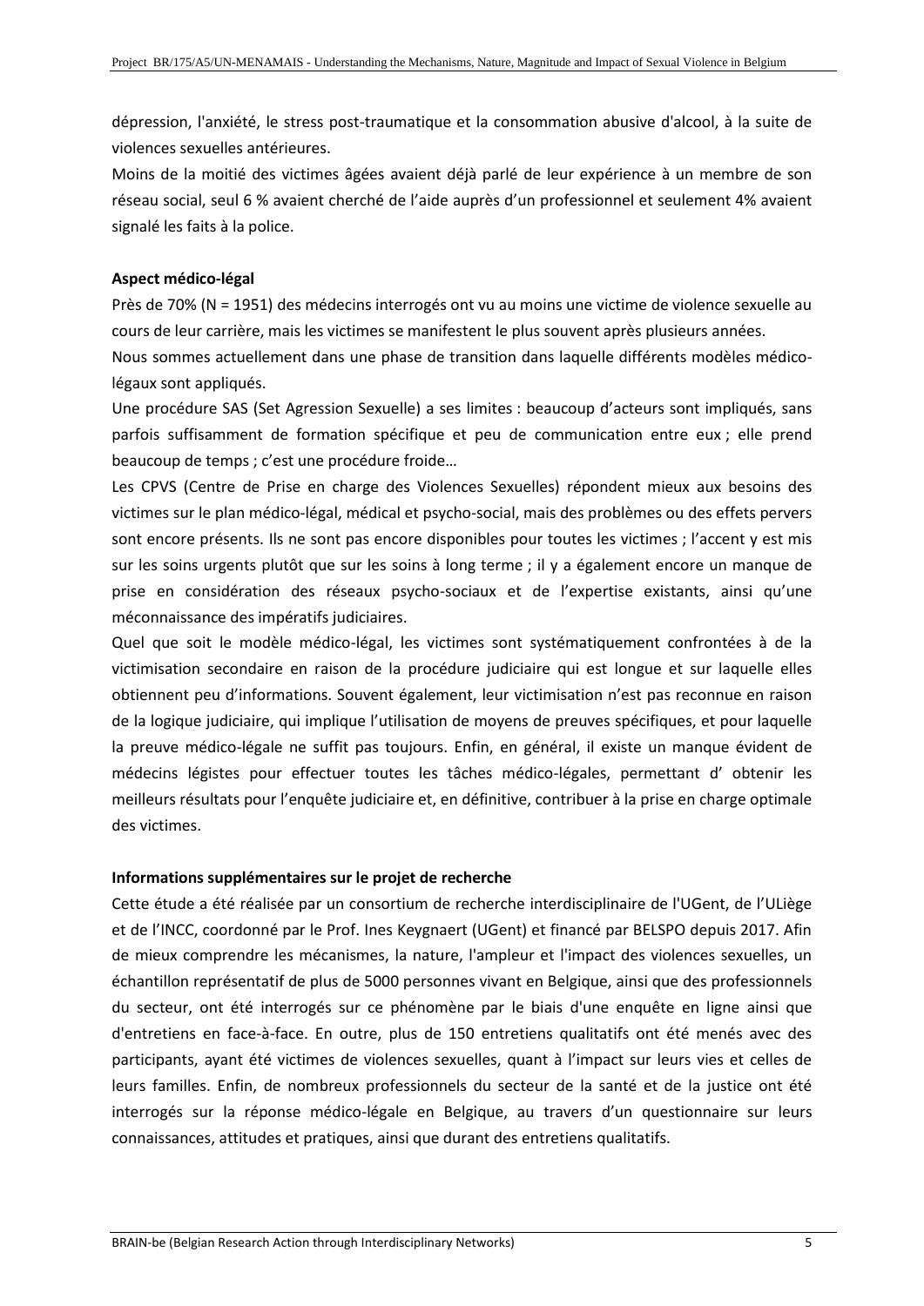dépression, l'anxiété, le stress post-traumatique et la consommation abusive d'alcool, à la suite de violences sexuelles antérieures.

Moins de la moitié des victimes âgées avaient déjà parlé de leur expérience à un membre de son réseau social, seul 6 % avaient cherché de l'aide auprès d'un professionnel et seulement 4% avaient signalé les faits à la police.

**Aspect médico-légal**

Près de 70% (N = 1951) des médecins interrogés ont vu au moins une victime de violence sexuelle au cours de leur carrière, mais les victimes se manifestent le plus souvent après plusieurs années.

Nous sommes actuellement dans une phase de transition dans laquelle différents modèles médico-légaux sont appliqués.

Une procédure SAS (Set Agression Sexuelle) a ses limites : beaucoup d'acteurs sont impliqués, sans parfois suffisamment de formation spécifique et peu de communication entre eux ; elle prend beaucoup de temps ; c'est une procédure froide…

Les CPVS (Centre de Prise en charge des Violences Sexuelles) répondent mieux aux besoins des victimes sur le plan médico-légal, médical et psycho-social, mais des problèmes ou des effets pervers sont encore présents. Ils ne sont pas encore disponibles pour toutes les victimes ; l'accent y est mis sur les soins urgents plutôt que sur les soins à long terme ; il y a également encore un manque de prise en considération des réseaux psycho-sociaux et de l'expertise existants, ainsi qu'une méconnaissance des impératifs judiciaires.

Quel que soit le modèle médico-légal, les victimes sont systématiquement confrontées à de la victimisation secondaire en raison de la procédure judiciaire qui est longue et sur laquelle elles obtiennent peu d'informations. Souvent également, leur victimisation n'est pas reconnue en raison de la logique judiciaire, qui implique l'utilisation de moyens de preuves spécifiques, et pour laquelle la preuve médico-légale ne suffit pas toujours. Enfin, en général, il existe un manque évident de médecins légistes pour effectuer toutes les tâches médico-légales, permettant d' obtenir les meilleurs résultats pour l'enquête judiciaire et, en définitive, contribuer à la prise en charge optimale des victimes.

**Informations supplémentaires sur le projet de recherche**

Cette étude a été réalisée par un consortium de recherche interdisciplinaire de l'UGent, de l'ULiège et de l'INCC, coordonné par le Prof. Ines Keygnaert (UGent) et financé par BELSPO depuis 2017. Afin de mieux comprendre les mécanismes, la nature, l'ampleur et l'impact des violences sexuelles, un échantillon représentatif de plus de 5000 personnes vivant en Belgique, ainsi que des professionnels du secteur, ont été interrogés sur ce phénomène par le biais d'une enquête en ligne ainsi que d'entretiens en face-à-face. En outre, plus de 150 entretiens qualitatifs ont été menés avec des participants, ayant été victimes de violences sexuelles, quant à l'impact sur leurs vies et celles de leurs familles. Enfin, de nombreux professionnels du secteur de la santé et de la justice ont été interrogés sur la réponse médico-légale en Belgique, au travers d'un questionnaire sur leurs connaissances, attitudes et pratiques, ainsi que durant des entretiens qualitatifs.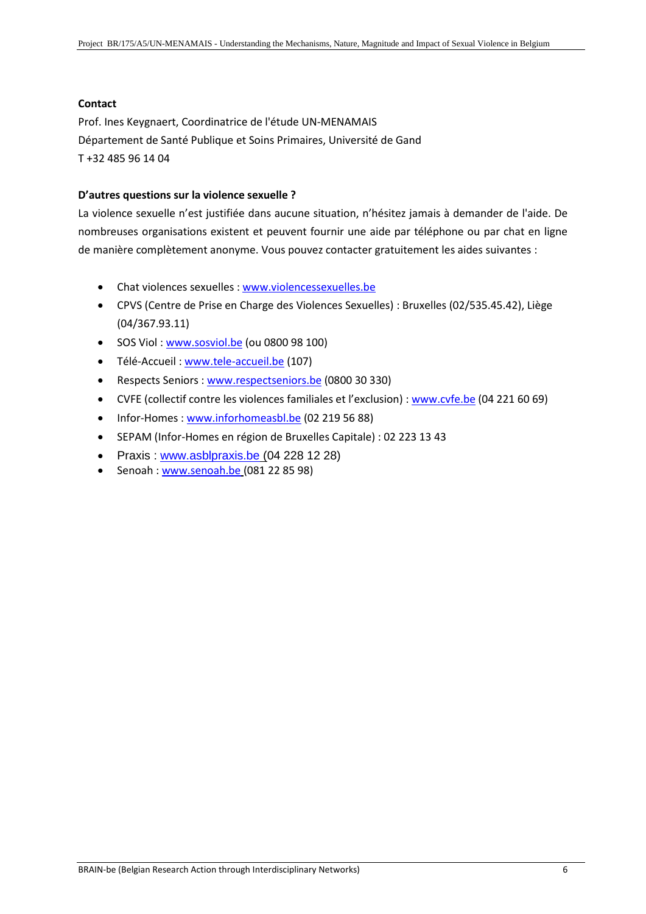**Contact**

Prof. Ines Keygnaert, Coordinatrice de l'étude UN-MENAMAIS
Département de Santé Publique et Soins Primaires, Université de Gand
T +32 485 96 14 04

**D'autres questions sur la violence sexuelle ?**

La violence sexuelle n'est justifiée dans aucune situation, n'hésitez jamais à demander de l'aide. De nombreuses organisations existent et peuvent fournir une aide par téléphone ou par chat en ligne de manière complètement anonyme. Vous pouvez contacter gratuitement les aides suivantes :

- Chat violences sexuelles : www.violencessexuelles.be
- CPVS (Centre de Prise en Charge des Violences Sexuelles) : Bruxelles (02/535.45.42), Liège (04/367.93.11)
- SOS Viol : www.sosviol.be (ou 0800 98 100)
- Télé-Accueil : www.tele-accueil.be (107)
- Respects Seniors : www.respectseniors.be (0800 30 330)
- CVFE (collectif contre les violences familiales et l'exclusion) : www.cvfe.be (04 221 60 69)
- Infor-Homes : www.inforhomeasbl.be (02 219 56 88)
- SEPAM (Infor-Homes en région de Bruxelles Capitale) : 02 223 13 43
- Praxis : www.asblpraxis.be (04 228 12 28)
- Senoah : www.senoah.be (081 22 85 98)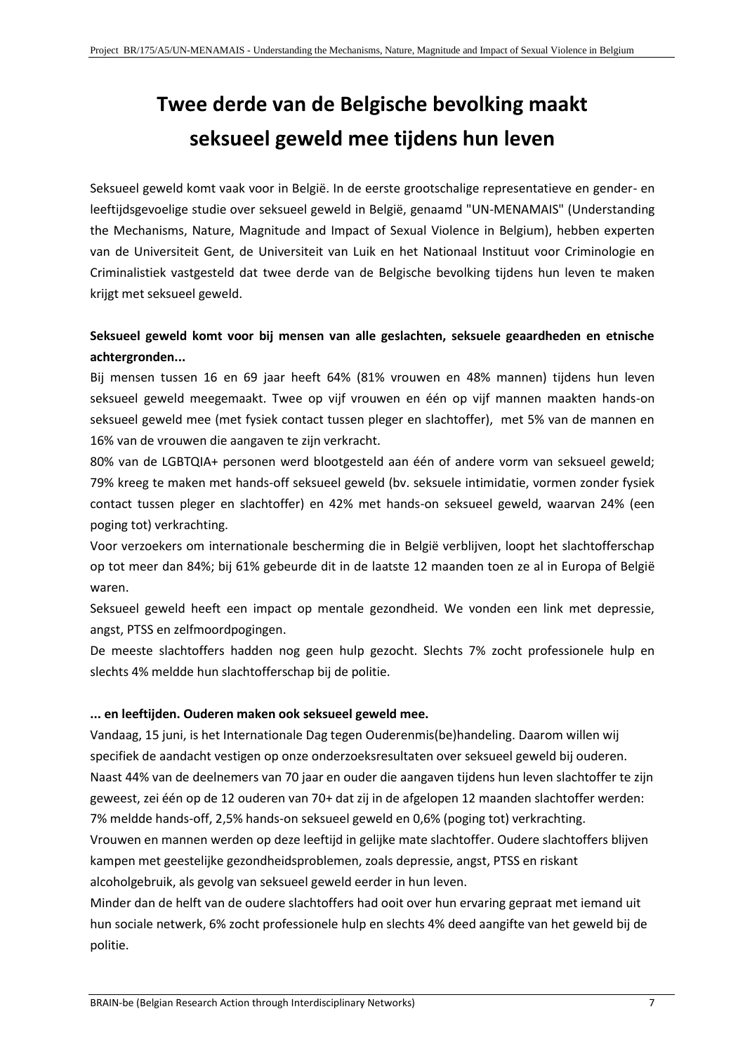# Twee derde van de Belgische bevolking maakt seksueel geweld mee tijdens hun leven

Seksueel geweld komt vaak voor in België. In de eerste grootschalige representatieve en gender- en leeftijdsgevoelige studie over seksueel geweld in België, genaamd "UN-MENAMAIS" (Understanding the Mechanisms, Nature, Magnitude and Impact of Sexual Violence in Belgium), hebben experten van de Universiteit Gent, de Universiteit van Luik en het Nationaal Instituut voor Criminologie en Criminalistiek vastgesteld dat twee derde van de Belgische bevolking tijdens hun leven te maken krijgt met seksueel geweld.

**Seksueel geweld komt voor bij mensen van alle geslachten, seksuele geaardheden en etnische achtergronden...**

Bij mensen tussen 16 en 69 jaar heeft 64% (81% vrouwen en 48% mannen) tijdens hun leven seksueel geweld meegemaakt. Twee op vijf vrouwen en één op vijf mannen maakten hands-on seksueel geweld mee (met fysiek contact tussen pleger en slachtoffer), met 5% van de mannen en 16% van de vrouwen die aangaven te zijn verkracht.

80% van de LGBTQIA+ personen werd blootgesteld aan één of andere vorm van seksueel geweld; 79% kreeg te maken met hands-off seksueel geweld (bv. seksuele intimidatie, vormen zonder fysiek contact tussen pleger en slachtoffer) en 42% met hands-on seksueel geweld, waarvan 24% (een poging tot) verkrachting.

Voor verzoekers om internationale bescherming die in België verblijven, loopt het slachtofferschap op tot meer dan 84%; bij 61% gebeurde dit in de laatste 12 maanden toen ze al in Europa of België waren.

Seksueel geweld heeft een impact op mentale gezondheid. We vonden een link met depressie, angst, PTSS en zelfmoordpogingen.

De meeste slachtoffers hadden nog geen hulp gezocht. Slechts 7% zocht professionele hulp en slechts 4% meldde hun slachtofferschap bij de politie.

**... en leeftijden. Ouderen maken ook seksueel geweld mee.**

Vandaag, 15 juni, is het Internationale Dag tegen Ouderenmis(be)handeling. Daarom willen wij specifiek de aandacht vestigen op onze onderzoeksresultaten over seksueel geweld bij ouderen.

Naast 44% van de deelnemers van 70 jaar en ouder die aangaven tijdens hun leven slachtoffer te zijn geweest, zei één op de 12 ouderen van 70+ dat zij in de afgelopen 12 maanden slachtoffer werden: 7% meldde hands-off, 2,5% hands-on seksueel geweld en 0,6% (poging tot) verkrachting.

Vrouwen en mannen werden op deze leeftijd in gelijke mate slachtoffer. Oudere slachtoffers blijven kampen met geestelijke gezondheidsproblemen, zoals depressie, angst, PTSS en riskant alcoholgebruik, als gevolg van seksueel geweld eerder in hun leven.

Minder dan de helft van de oudere slachtoffers had ooit over hun ervaring gepraat met iemand uit hun sociale netwerk, 6% zocht professionele hulp en slechts 4% deed aangifte van het geweld bij de politie.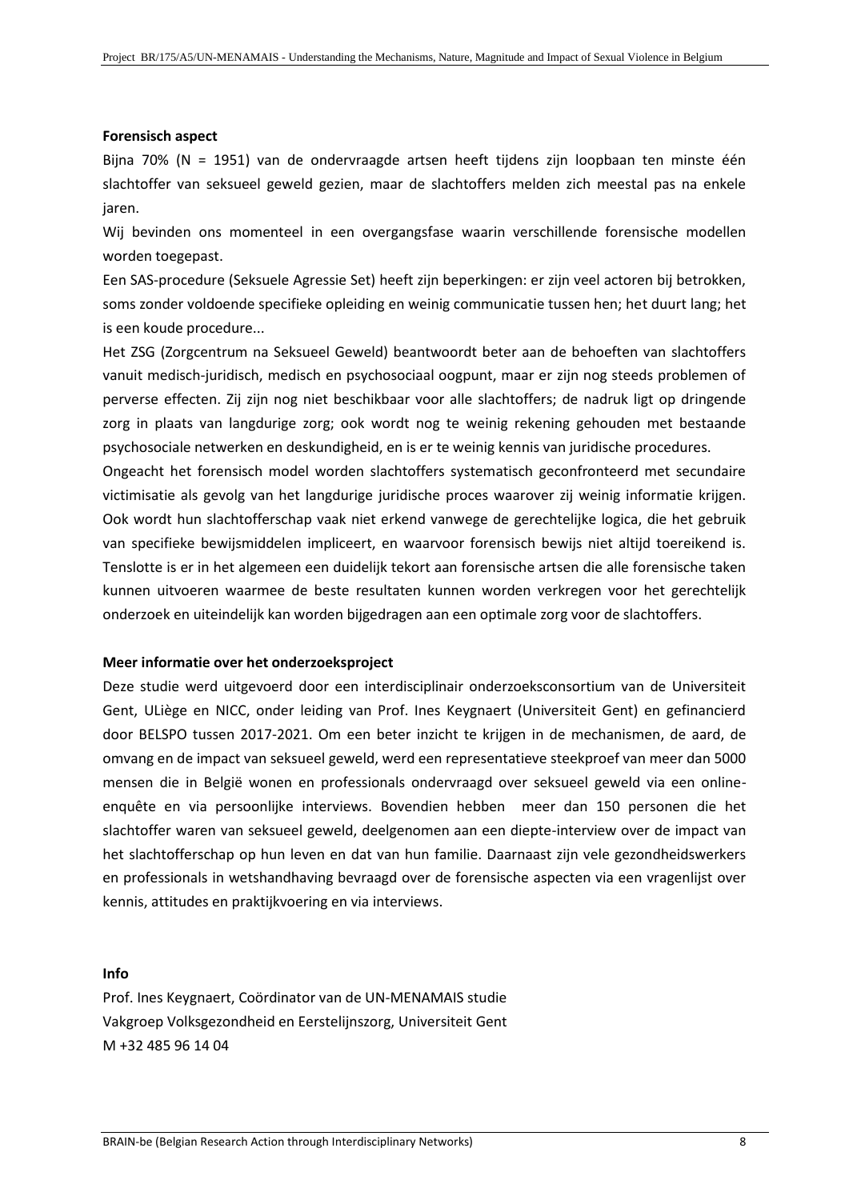**Forensisch aspect**

Bijna 70% (N = 1951) van de ondervraagde artsen heeft tijdens zijn loopbaan ten minste één slachtoffer van seksueel geweld gezien, maar de slachtoffers melden zich meestal pas na enkele jaren.

Wij bevinden ons momenteel in een overgangsfase waarin verschillende forensische modellen worden toegepast.

Een SAS-procedure (Seksuele Agressie Set) heeft zijn beperkingen: er zijn veel actoren bij betrokken, soms zonder voldoende specifieke opleiding en weinig communicatie tussen hen; het duurt lang; het is een koude procedure...

Het ZSG (Zorgcentrum na Seksueel Geweld) beantwoordt beter aan de behoeften van slachtoffers vanuit medisch-juridisch, medisch en psychosociaal oogpunt, maar er zijn nog steeds problemen of perverse effecten. Zij zijn nog niet beschikbaar voor alle slachtoffers; de nadruk ligt op dringende zorg in plaats van langdurige zorg; ook wordt nog te weinig rekening gehouden met bestaande psychosociale netwerken en deskundigheid, en is er te weinig kennis van juridische procedures.

Ongeacht het forensisch model worden slachtoffers systematisch geconfronteerd met secundaire victimisatie als gevolg van het langdurige juridische proces waarover zij weinig informatie krijgen. Ook wordt hun slachtofferschap vaak niet erkend vanwege de gerechtelijke logica, die het gebruik van specifieke bewijsmiddelen impliceert, en waarvoor forensisch bewijs niet altijd toereikend is. Tenslotte is er in het algemeen een duidelijk tekort aan forensische artsen die alle forensische taken kunnen uitvoeren waarmee de beste resultaten kunnen worden verkregen voor het gerechtelijk onderzoek en uiteindelijk kan worden bijgedragen aan een optimale zorg voor de slachtoffers.

**Meer informatie over het onderzoeksproject**

Deze studie werd uitgevoerd door een interdisciplinair onderzoeksconsortium van de Universiteit Gent, ULiège en NICC, onder leiding van Prof. Ines Keygnaert (Universiteit Gent) en gefinancierd door BELSPO tussen 2017-2021. Om een beter inzicht te krijgen in de mechanismen, de aard, de omvang en de impact van seksueel geweld, werd een representatieve steekproef van meer dan 5000 mensen die in België wonen en professionals ondervraagd over seksueel geweld via een online-enquête en via persoonlijke interviews. Bovendien hebben meer dan 150 personen die het slachtoffer waren van seksueel geweld, deelgenomen aan een diepte-interview over de impact van het slachtofferschap op hun leven en dat van hun familie. Daarnaast zijn vele gezondheidswerkers en professionals in wetshandhaving bevraagd over de forensische aspecten via een vragenlijst over kennis, attitudes en praktijkvoering en via interviews.

**Info**

Prof. Ines Keygnaert, Coördinator van de UN-MENAMAIS studie
Vakgroep Volksgezondheid en Eerstelijnszorg, Universiteit Gent
M +32 485 96 14 04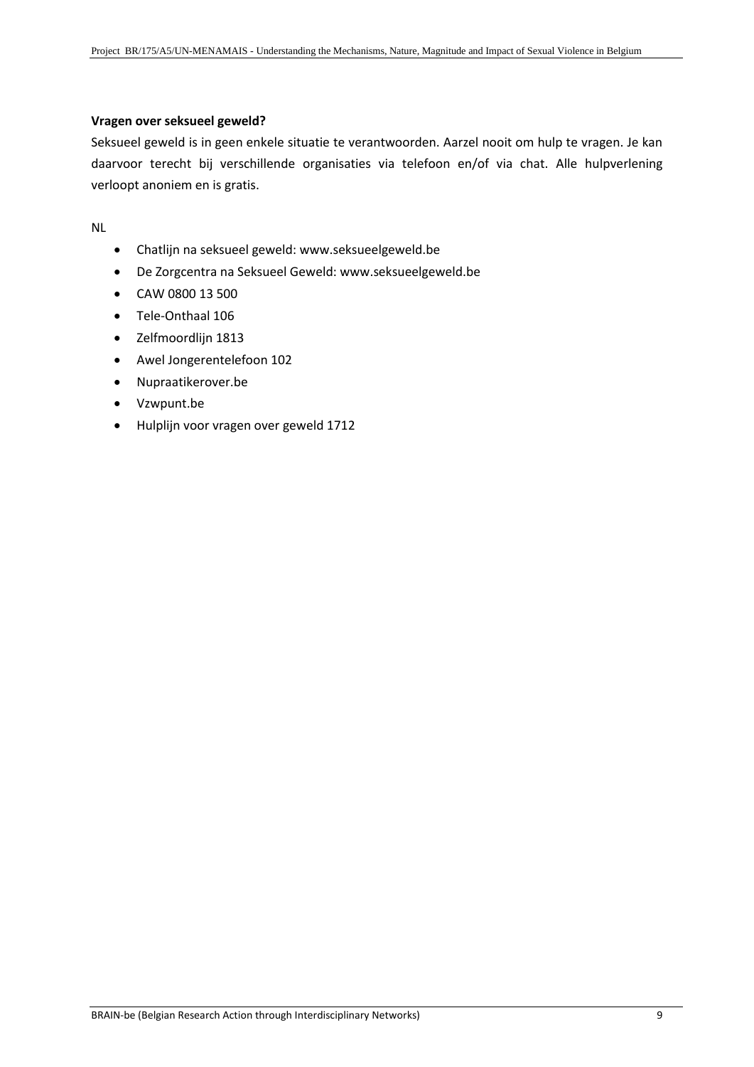**Vragen over seksueel geweld?**

Seksueel geweld is in geen enkele situatie te verantwoorden. Aarzel nooit om hulp te vragen. Je kan daarvoor terecht bij verschillende organisaties via telefoon en/of via chat. Alle hulpverlening verloopt anoniem en is gratis.

NL

- Chatlijn na seksueel geweld: www.seksueelgeweld.be
- De Zorgcentra na Seksueel Geweld: www.seksueelgeweld.be
- CAW 0800 13 500
- Tele-Onthaal 106
- Zelfmoordlijn 1813
- Awel Jongerentelefoon 102
- Nupraatikerover.be
- Vzwpunt.be
- Hulplijn voor vragen over geweld 1712